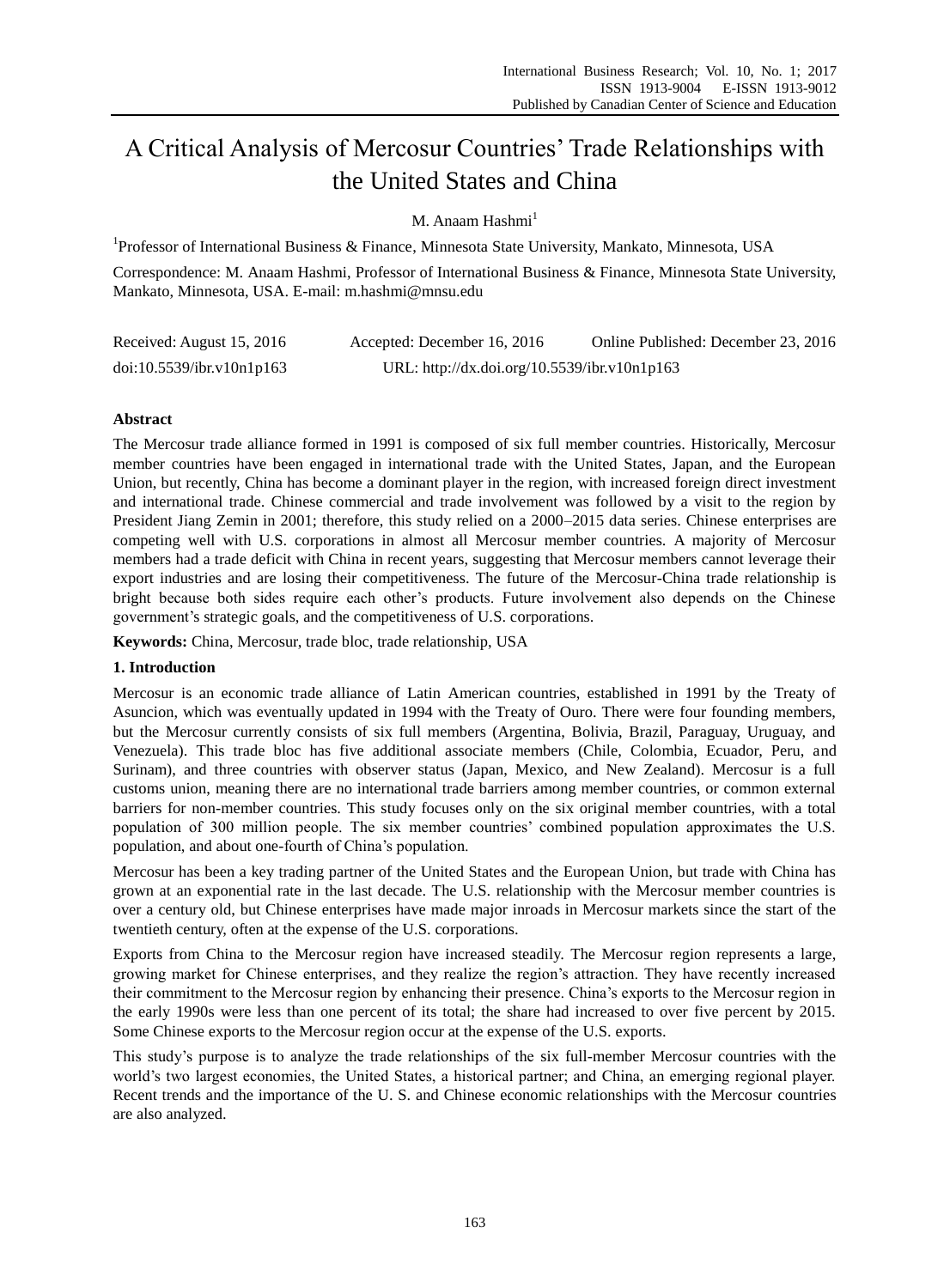# A Critical Analysis of Mercosur Countries' Trade Relationships with the United States and China

M. Anaam Hashmi[1]

[1]Professor of International Business & Finance, Minnesota State University, Mankato, Minnesota, USA

Correspondence: M. Anaam Hashmi, Professor of International Business & Finance, Minnesota State University, Mankato, Minnesota, USA. E-mail: m.hashmi@mnsu.edu

Received: August 15, 2016    Accepted: December 16, 2016    Online Published: December 23, 2016

doi:10.5539/ibr.v10n1p163    URL: http://dx.doi.org/10.5539/ibr.v10n1p163

**Abstract**

The Mercosur trade alliance formed in 1991 is composed of six full member countries. Historically, Mercosur member countries have been engaged in international trade with the United States, Japan, and the European Union, but recently, China has become a dominant player in the region, with increased foreign direct investment and international trade. Chinese commercial and trade involvement was followed by a visit to the region by President Jiang Zemin in 2001; therefore, this study relied on a 2000–2015 data series. Chinese enterprises are competing well with U.S. corporations in almost all Mercosur member countries. A majority of Mercosur members had a trade deficit with China in recent years, suggesting that Mercosur members cannot leverage their export industries and are losing their competitiveness. The future of the Mercosur-China trade relationship is bright because both sides require each other's products. Future involvement also depends on the Chinese government's strategic goals, and the competitiveness of U.S. corporations.

**Keywords:** China, Mercosur, trade bloc, trade relationship, USA

## 1. Introduction

Mercosur is an economic trade alliance of Latin American countries, established in 1991 by the Treaty of Asuncion, which was eventually updated in 1994 with the Treaty of Ouro. There were four founding members, but the Mercosur currently consists of six full members (Argentina, Bolivia, Brazil, Paraguay, Uruguay, and Venezuela). This trade bloc has five additional associate members (Chile, Colombia, Ecuador, Peru, and Surinam), and three countries with observer status (Japan, Mexico, and New Zealand). Mercosur is a full customs union, meaning there are no international trade barriers among member countries, or common external barriers for non-member countries. This study focuses only on the six original member countries, with a total population of 300 million people. The six member countries' combined population approximates the U.S. population, and about one-fourth of China's population.

Mercosur has been a key trading partner of the United States and the European Union, but trade with China has grown at an exponential rate in the last decade. The U.S. relationship with the Mercosur member countries is over a century old, but Chinese enterprises have made major inroads in Mercosur markets since the start of the twentieth century, often at the expense of the U.S. corporations.

Exports from China to the Mercosur region have increased steadily. The Mercosur region represents a large, growing market for Chinese enterprises, and they realize the region's attraction. They have recently increased their commitment to the Mercosur region by enhancing their presence. China's exports to the Mercosur region in the early 1990s were less than one percent of its total; the share had increased to over five percent by 2015. Some Chinese exports to the Mercosur region occur at the expense of the U.S. exports.

This study's purpose is to analyze the trade relationships of the six full-member Mercosur countries with the world's two largest economies, the United States, a historical partner; and China, an emerging regional player. Recent trends and the importance of the U. S. and Chinese economic relationships with the Mercosur countries are also analyzed.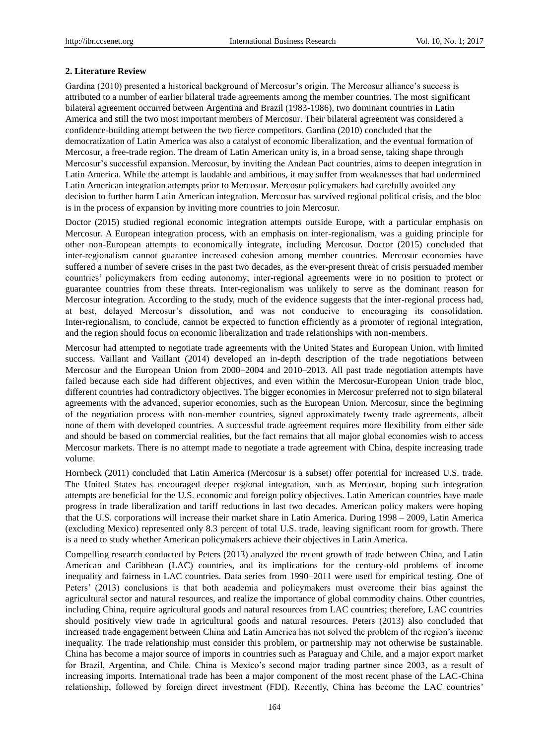## 2. Literature Review

Gardina (2010) presented a historical background of Mercosur's origin. The Mercosur alliance's success is attributed to a number of earlier bilateral trade agreements among the member countries. The most significant bilateral agreement occurred between Argentina and Brazil (1983-1986), two dominant countries in Latin America and still the two most important members of Mercosur. Their bilateral agreement was considered a confidence-building attempt between the two fierce competitors. Gardina (2010) concluded that the democratization of Latin America was also a catalyst of economic liberalization, and the eventual formation of Mercosur, a free-trade region. The dream of Latin American unity is, in a broad sense, taking shape through Mercosur's successful expansion. Mercosur, by inviting the Andean Pact countries, aims to deepen integration in Latin America. While the attempt is laudable and ambitious, it may suffer from weaknesses that had undermined Latin American integration attempts prior to Mercosur. Mercosur policymakers had carefully avoided any decision to further harm Latin American integration. Mercosur has survived regional political crisis, and the bloc is in the process of expansion by inviting more countries to join Mercosur.

Doctor (2015) studied regional economic integration attempts outside Europe, with a particular emphasis on Mercosur. A European integration process, with an emphasis on inter-regionalism, was a guiding principle for other non-European attempts to economically integrate, including Mercosur. Doctor (2015) concluded that inter-regionalism cannot guarantee increased cohesion among member countries. Mercosur economies have suffered a number of severe crises in the past two decades, as the ever-present threat of crisis persuaded member countries' policymakers from ceding autonomy; inter-regional agreements were in no position to protect or guarantee countries from these threats. Inter-regionalism was unlikely to serve as the dominant reason for Mercosur integration. According to the study, much of the evidence suggests that the inter-regional process had, at best, delayed Mercosur's dissolution, and was not conducive to encouraging its consolidation. Inter-regionalism, to conclude, cannot be expected to function efficiently as a promoter of regional integration, and the region should focus on economic liberalization and trade relationships with non-members.

Mercosur had attempted to negotiate trade agreements with the United States and European Union, with limited success. Vaillant and Vaillant (2014) developed an in-depth description of the trade negotiations between Mercosur and the European Union from 2000–2004 and 2010–2013. All past trade negotiation attempts have failed because each side had different objectives, and even within the Mercosur-European Union trade bloc, different countries had contradictory objectives. The bigger economies in Mercosur preferred not to sign bilateral agreements with the advanced, superior economies, such as the European Union. Mercosur, since the beginning of the negotiation process with non-member countries, signed approximately twenty trade agreements, albeit none of them with developed countries. A successful trade agreement requires more flexibility from either side and should be based on commercial realities, but the fact remains that all major global economies wish to access Mercosur markets. There is no attempt made to negotiate a trade agreement with China, despite increasing trade volume.

Hornbeck (2011) concluded that Latin America (Mercosur is a subset) offer potential for increased U.S. trade. The United States has encouraged deeper regional integration, such as Mercosur, hoping such integration attempts are beneficial for the U.S. economic and foreign policy objectives. Latin American countries have made progress in trade liberalization and tariff reductions in last two decades. American policy makers were hoping that the U.S. corporations will increase their market share in Latin America. During 1998 – 2009, Latin America (excluding Mexico) represented only 8.3 percent of total U.S. trade, leaving significant room for growth. There is a need to study whether American policymakers achieve their objectives in Latin America.

Compelling research conducted by Peters (2013) analyzed the recent growth of trade between China, and Latin American and Caribbean (LAC) countries, and its implications for the century-old problems of income inequality and fairness in LAC countries. Data series from 1990–2011 were used for empirical testing. One of Peters' (2013) conclusions is that both academia and policymakers must overcome their bias against the agricultural sector and natural resources, and realize the importance of global commodity chains. Other countries, including China, require agricultural goods and natural resources from LAC countries; therefore, LAC countries should positively view trade in agricultural goods and natural resources. Peters (2013) also concluded that increased trade engagement between China and Latin America has not solved the problem of the region's income inequality. The trade relationship must consider this problem, or partnership may not otherwise be sustainable. China has become a major source of imports in countries such as Paraguay and Chile, and a major export market for Brazil, Argentina, and Chile. China is Mexico's second major trading partner since 2003, as a result of increasing imports. International trade has been a major component of the most recent phase of the LAC-China relationship, followed by foreign direct investment (FDI). Recently, China has become the LAC countries'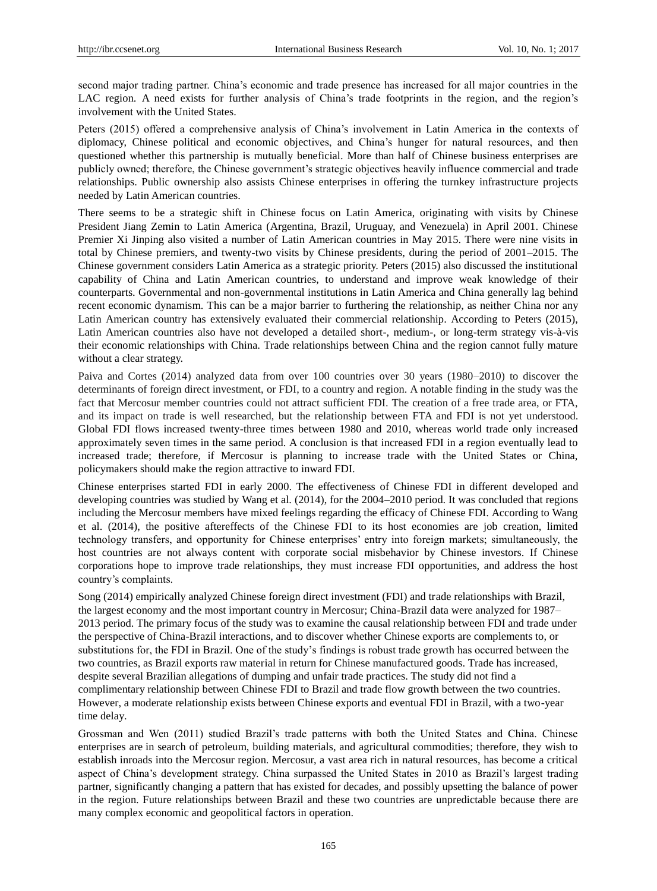second major trading partner. China's economic and trade presence has increased for all major countries in the LAC region. A need exists for further analysis of China's trade footprints in the region, and the region's involvement with the United States.

Peters (2015) offered a comprehensive analysis of China's involvement in Latin America in the contexts of diplomacy, Chinese political and economic objectives, and China's hunger for natural resources, and then questioned whether this partnership is mutually beneficial. More than half of Chinese business enterprises are publicly owned; therefore, the Chinese government's strategic objectives heavily influence commercial and trade relationships. Public ownership also assists Chinese enterprises in offering the turnkey infrastructure projects needed by Latin American countries.

There seems to be a strategic shift in Chinese focus on Latin America, originating with visits by Chinese President Jiang Zemin to Latin America (Argentina, Brazil, Uruguay, and Venezuela) in April 2001. Chinese Premier Xi Jinping also visited a number of Latin American countries in May 2015. There were nine visits in total by Chinese premiers, and twenty-two visits by Chinese presidents, during the period of 2001–2015. The Chinese government considers Latin America as a strategic priority. Peters (2015) also discussed the institutional capability of China and Latin American countries, to understand and improve weak knowledge of their counterparts. Governmental and non-governmental institutions in Latin America and China generally lag behind recent economic dynamism. This can be a major barrier to furthering the relationship, as neither China nor any Latin American country has extensively evaluated their commercial relationship. According to Peters (2015), Latin American countries also have not developed a detailed short-, medium-, or long-term strategy vis-à-vis their economic relationships with China. Trade relationships between China and the region cannot fully mature without a clear strategy.

Paiva and Cortes (2014) analyzed data from over 100 countries over 30 years (1980–2010) to discover the determinants of foreign direct investment, or FDI, to a country and region. A notable finding in the study was the fact that Mercosur member countries could not attract sufficient FDI. The creation of a free trade area, or FTA, and its impact on trade is well researched, but the relationship between FTA and FDI is not yet understood. Global FDI flows increased twenty-three times between 1980 and 2010, whereas world trade only increased approximately seven times in the same period. A conclusion is that increased FDI in a region eventually lead to increased trade; therefore, if Mercosur is planning to increase trade with the United States or China, policymakers should make the region attractive to inward FDI.

Chinese enterprises started FDI in early 2000. The effectiveness of Chinese FDI in different developed and developing countries was studied by Wang et al. (2014), for the 2004–2010 period. It was concluded that regions including the Mercosur members have mixed feelings regarding the efficacy of Chinese FDI. According to Wang et al. (2014), the positive aftereffects of the Chinese FDI to its host economies are job creation, limited technology transfers, and opportunity for Chinese enterprises' entry into foreign markets; simultaneously, the host countries are not always content with corporate social misbehavior by Chinese investors. If Chinese corporations hope to improve trade relationships, they must increase FDI opportunities, and address the host country's complaints.

Song (2014) empirically analyzed Chinese foreign direct investment (FDI) and trade relationships with Brazil, the largest economy and the most important country in Mercosur; China-Brazil data were analyzed for 1987–2013 period. The primary focus of the study was to examine the causal relationship between FDI and trade under the perspective of China-Brazil interactions, and to discover whether Chinese exports are complements to, or substitutions for, the FDI in Brazil. One of the study's findings is robust trade growth has occurred between the two countries, as Brazil exports raw material in return for Chinese manufactured goods. Trade has increased, despite several Brazilian allegations of dumping and unfair trade practices. The study did not find a complimentary relationship between Chinese FDI to Brazil and trade flow growth between the two countries. However, a moderate relationship exists between Chinese exports and eventual FDI in Brazil, with a two-year time delay.

Grossman and Wen (2011) studied Brazil's trade patterns with both the United States and China. Chinese enterprises are in search of petroleum, building materials, and agricultural commodities; therefore, they wish to establish inroads into the Mercosur region. Mercosur, a vast area rich in natural resources, has become a critical aspect of China's development strategy. China surpassed the United States in 2010 as Brazil's largest trading partner, significantly changing a pattern that has existed for decades, and possibly upsetting the balance of power in the region. Future relationships between Brazil and these two countries are unpredictable because there are many complex economic and geopolitical factors in operation.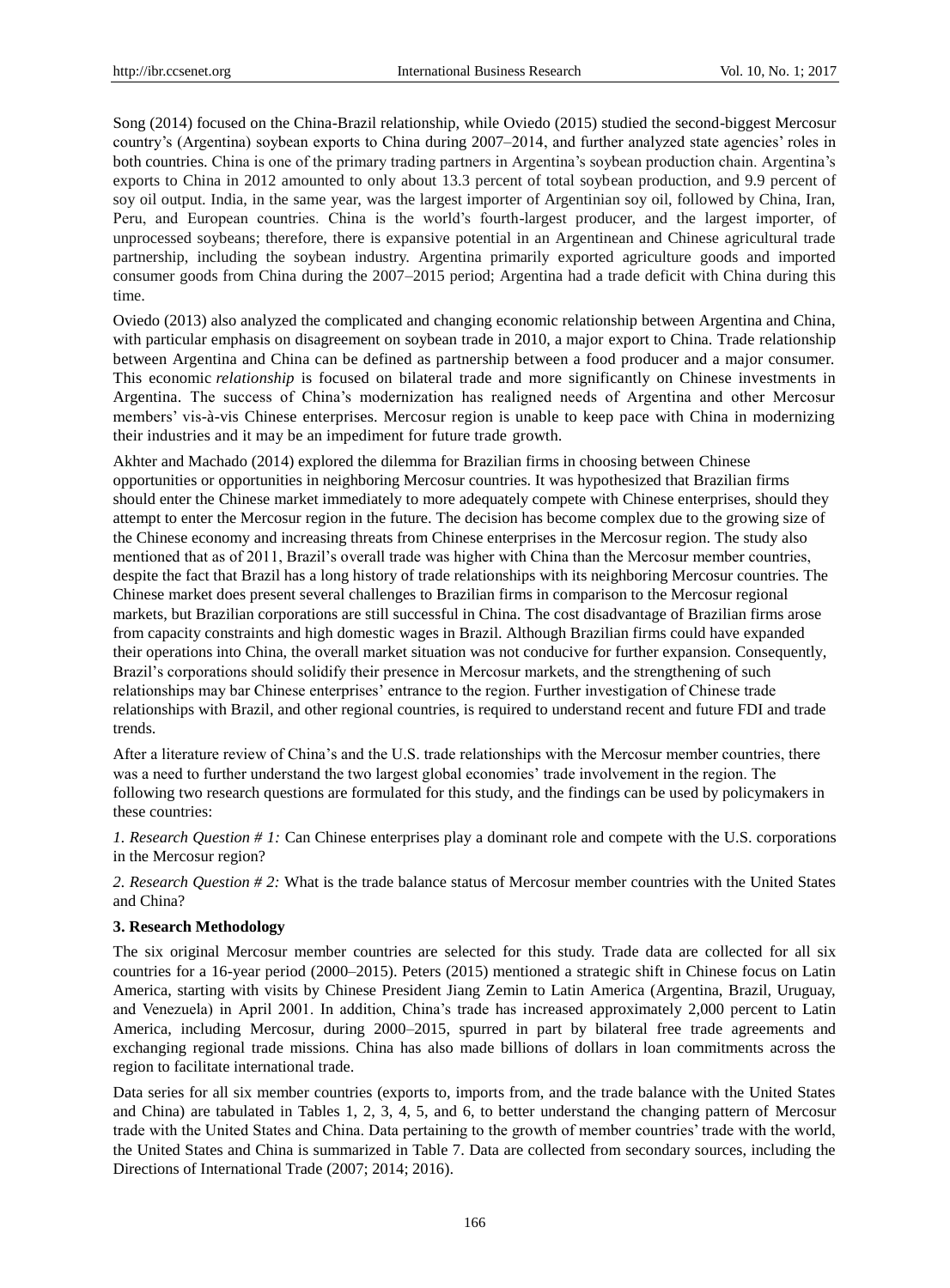Song (2014) focused on the China-Brazil relationship, while Oviedo (2015) studied the second-biggest Mercosur country's (Argentina) soybean exports to China during 2007–2014, and further analyzed state agencies' roles in both countries. China is one of the primary trading partners in Argentina's soybean production chain. Argentina's exports to China in 2012 amounted to only about 13.3 percent of total soybean production, and 9.9 percent of soy oil output. India, in the same year, was the largest importer of Argentinian soy oil, followed by China, Iran, Peru, and European countries. China is the world's fourth-largest producer, and the largest importer, of unprocessed soybeans; therefore, there is expansive potential in an Argentinean and Chinese agricultural trade partnership, including the soybean industry. Argentina primarily exported agriculture goods and imported consumer goods from China during the 2007–2015 period; Argentina had a trade deficit with China during this time.

Oviedo (2013) also analyzed the complicated and changing economic relationship between Argentina and China, with particular emphasis on disagreement on soybean trade in 2010, a major export to China. Trade relationship between Argentina and China can be defined as partnership between a food producer and a major consumer. This economic *relationship* is focused on bilateral trade and more significantly on Chinese investments in Argentina. The success of China's modernization has realigned needs of Argentina and other Mercosur members' vis-à-vis Chinese enterprises. Mercosur region is unable to keep pace with China in modernizing their industries and it may be an impediment for future trade growth.

Akhter and Machado (2014) explored the dilemma for Brazilian firms in choosing between Chinese opportunities or opportunities in neighboring Mercosur countries. It was hypothesized that Brazilian firms should enter the Chinese market immediately to more adequately compete with Chinese enterprises, should they attempt to enter the Mercosur region in the future. The decision has become complex due to the growing size of the Chinese economy and increasing threats from Chinese enterprises in the Mercosur region. The study also mentioned that as of 2011, Brazil's overall trade was higher with China than the Mercosur member countries, despite the fact that Brazil has a long history of trade relationships with its neighboring Mercosur countries. The Chinese market does present several challenges to Brazilian firms in comparison to the Mercosur regional markets, but Brazilian corporations are still successful in China. The cost disadvantage of Brazilian firms arose from capacity constraints and high domestic wages in Brazil. Although Brazilian firms could have expanded their operations into China, the overall market situation was not conducive for further expansion. Consequently, Brazil's corporations should solidify their presence in Mercosur markets, and the strengthening of such relationships may bar Chinese enterprises' entrance to the region. Further investigation of Chinese trade relationships with Brazil, and other regional countries, is required to understand recent and future FDI and trade trends.

After a literature review of China's and the U.S. trade relationships with the Mercosur member countries, there was a need to further understand the two largest global economies' trade involvement in the region. The following two research questions are formulated for this study, and the findings can be used by policymakers in these countries:

1. *Research Question # 1:* Can Chinese enterprises play a dominant role and compete with the U.S. corporations in the Mercosur region?

2. *Research Question # 2:* What is the trade balance status of Mercosur member countries with the United States and China?

## 3. Research Methodology

The six original Mercosur member countries are selected for this study. Trade data are collected for all six countries for a 16-year period (2000–2015). Peters (2015) mentioned a strategic shift in Chinese focus on Latin America, starting with visits by Chinese President Jiang Zemin to Latin America (Argentina, Brazil, Uruguay, and Venezuela) in April 2001. In addition, China's trade has increased approximately 2,000 percent to Latin America, including Mercosur, during 2000–2015, spurred in part by bilateral free trade agreements and exchanging regional trade missions. China has also made billions of dollars in loan commitments across the region to facilitate international trade.

Data series for all six member countries (exports to, imports from, and the trade balance with the United States and China) are tabulated in Tables 1, 2, 3, 4, 5, and 6, to better understand the changing pattern of Mercosur trade with the United States and China. Data pertaining to the growth of member countries' trade with the world, the United States and China is summarized in Table 7. Data are collected from secondary sources, including the Directions of International Trade (2007; 2014; 2016).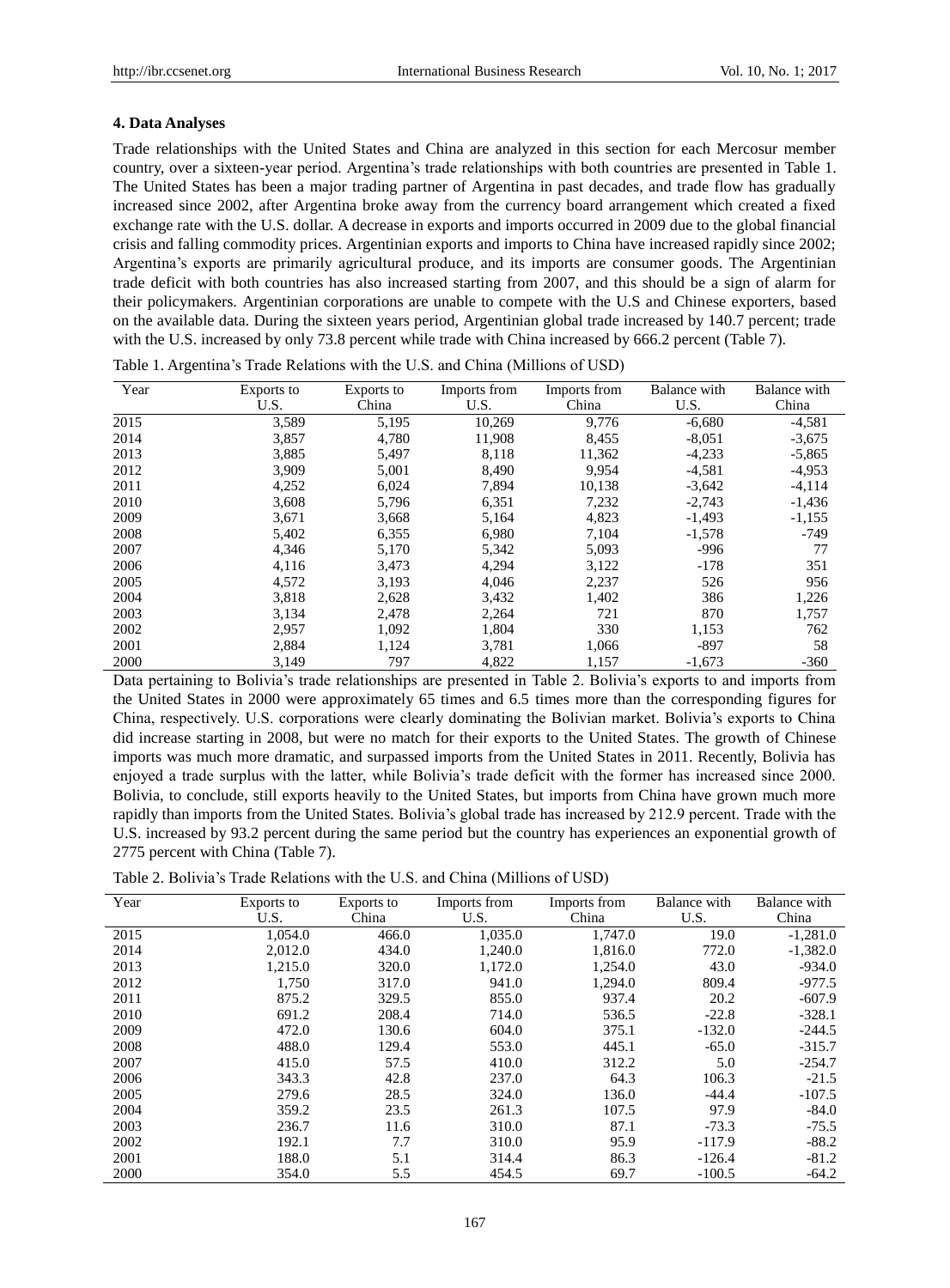### 4. Data Analyses

Trade relationships with the United States and China are analyzed in this section for each Mercosur member country, over a sixteen-year period. Argentina's trade relationships with both countries are presented in Table 1. The United States has been a major trading partner of Argentina in past decades, and trade flow has gradually increased since 2002, after Argentina broke away from the currency board arrangement which created a fixed exchange rate with the U.S. dollar. A decrease in exports and imports occurred in 2009 due to the global financial crisis and falling commodity prices. Argentinian exports and imports to China have increased rapidly since 2002; Argentina's exports are primarily agricultural produce, and its imports are consumer goods. The Argentinian trade deficit with both countries has also increased starting from 2007, and this should be a sign of alarm for their policymakers. Argentinian corporations are unable to compete with the U.S and Chinese exporters, based on the available data. During the sixteen years period, Argentinian global trade increased by 140.7 percent; trade with the U.S. increased by only 73.8 percent while trade with China increased by 666.2 percent (Table 7).

Table 1. Argentina's Trade Relations with the U.S. and China (Millions of USD)

| Year | Exports to U.S. | Exports to China | Imports from U.S. | Imports from China | Balance with U.S. | Balance with China |
|---|---|---|---|---|---|---|
| 2015 | 3,589 | 5,195 | 10,269 | 9,776 | -6,680 | -4,581 |
| 2014 | 3,857 | 4,780 | 11,908 | 8,455 | -8,051 | -3,675 |
| 2013 | 3,885 | 5,497 | 8,118 | 11,362 | -4,233 | -5,865 |
| 2012 | 3,909 | 5,001 | 8,490 | 9,954 | -4,581 | -4,953 |
| 2011 | 4,252 | 6,024 | 7,894 | 10,138 | -3,642 | -4,114 |
| 2010 | 3,608 | 5,796 | 6,351 | 7,232 | -2,743 | -1,436 |
| 2009 | 3,671 | 3,668 | 5,164 | 4,823 | -1,493 | -1,155 |
| 2008 | 5,402 | 6,355 | 6,980 | 7,104 | -1,578 | -749 |
| 2007 | 4,346 | 5,170 | 5,342 | 5,093 | -996 | 77 |
| 2006 | 4,116 | 3,473 | 4,294 | 3,122 | -178 | 351 |
| 2005 | 4,572 | 3,193 | 4,046 | 2,237 | 526 | 956 |
| 2004 | 3,818 | 2,628 | 3,432 | 1,402 | 386 | 1,226 |
| 2003 | 3,134 | 2,478 | 2,264 | 721 | 870 | 1,757 |
| 2002 | 2,957 | 1,092 | 1,804 | 330 | 1,153 | 762 |
| 2001 | 2,884 | 1,124 | 3,781 | 1,066 | -897 | 58 |
| 2000 | 3,149 | 797 | 4,822 | 1,157 | -1,673 | -360 |

Data pertaining to Bolivia's trade relationships are presented in Table 2. Bolivia's exports to and imports from the United States in 2000 were approximately 65 times and 6.5 times more than the corresponding figures for China, respectively. U.S. corporations were clearly dominating the Bolivian market. Bolivia's exports to China did increase starting in 2008, but were no match for their exports to the United States. The growth of Chinese imports was much more dramatic, and surpassed imports from the United States in 2011. Recently, Bolivia has enjoyed a trade surplus with the latter, while Bolivia's trade deficit with the former has increased since 2000. Bolivia, to conclude, still exports heavily to the United States, but imports from China have grown much more rapidly than imports from the United States. Bolivia's global trade has increased by 212.9 percent. Trade with the U.S. increased by 93.2 percent during the same period but the country has experiences an exponential growth of 2775 percent with China (Table 7).

Table 2. Bolivia's Trade Relations with the U.S. and China (Millions of USD)

| Year | Exports to U.S. | Exports to China | Imports from U.S. | Imports from China | Balance with U.S. | Balance with China |
|---|---|---|---|---|---|---|
| 2015 | 1,054.0 | 466.0 | 1,035.0 | 1,747.0 | 19.0 | -1,281.0 |
| 2014 | 2,012.0 | 434.0 | 1,240.0 | 1,816.0 | 772.0 | -1,382.0 |
| 2013 | 1,215.0 | 320.0 | 1,172.0 | 1,254.0 | 43.0 | -934.0 |
| 2012 | 1,750 | 317.0 | 941.0 | 1,294.0 | 809.4 | -977.5 |
| 2011 | 875.2 | 329.5 | 855.0 | 937.4 | 20.2 | -607.9 |
| 2010 | 691.2 | 208.4 | 714.0 | 536.5 | -22.8 | -328.1 |
| 2009 | 472.0 | 130.6 | 604.0 | 375.1 | -132.0 | -244.5 |
| 2008 | 488.0 | 129.4 | 553.0 | 445.1 | -65.0 | -315.7 |
| 2007 | 415.0 | 57.5 | 410.0 | 312.2 | 5.0 | -254.7 |
| 2006 | 343.3 | 42.8 | 237.0 | 64.3 | 106.3 | -21.5 |
| 2005 | 279.6 | 28.5 | 324.0 | 136.0 | -44.4 | -107.5 |
| 2004 | 359.2 | 23.5 | 261.3 | 107.5 | 97.9 | -84.0 |
| 2003 | 236.7 | 11.6 | 310.0 | 87.1 | -73.3 | -75.5 |
| 2002 | 192.1 | 7.7 | 310.0 | 95.9 | -117.9 | -88.2 |
| 2001 | 188.0 | 5.1 | 314.4 | 86.3 | -126.4 | -81.2 |
| 2000 | 354.0 | 5.5 | 454.5 | 69.7 | -100.5 | -64.2 |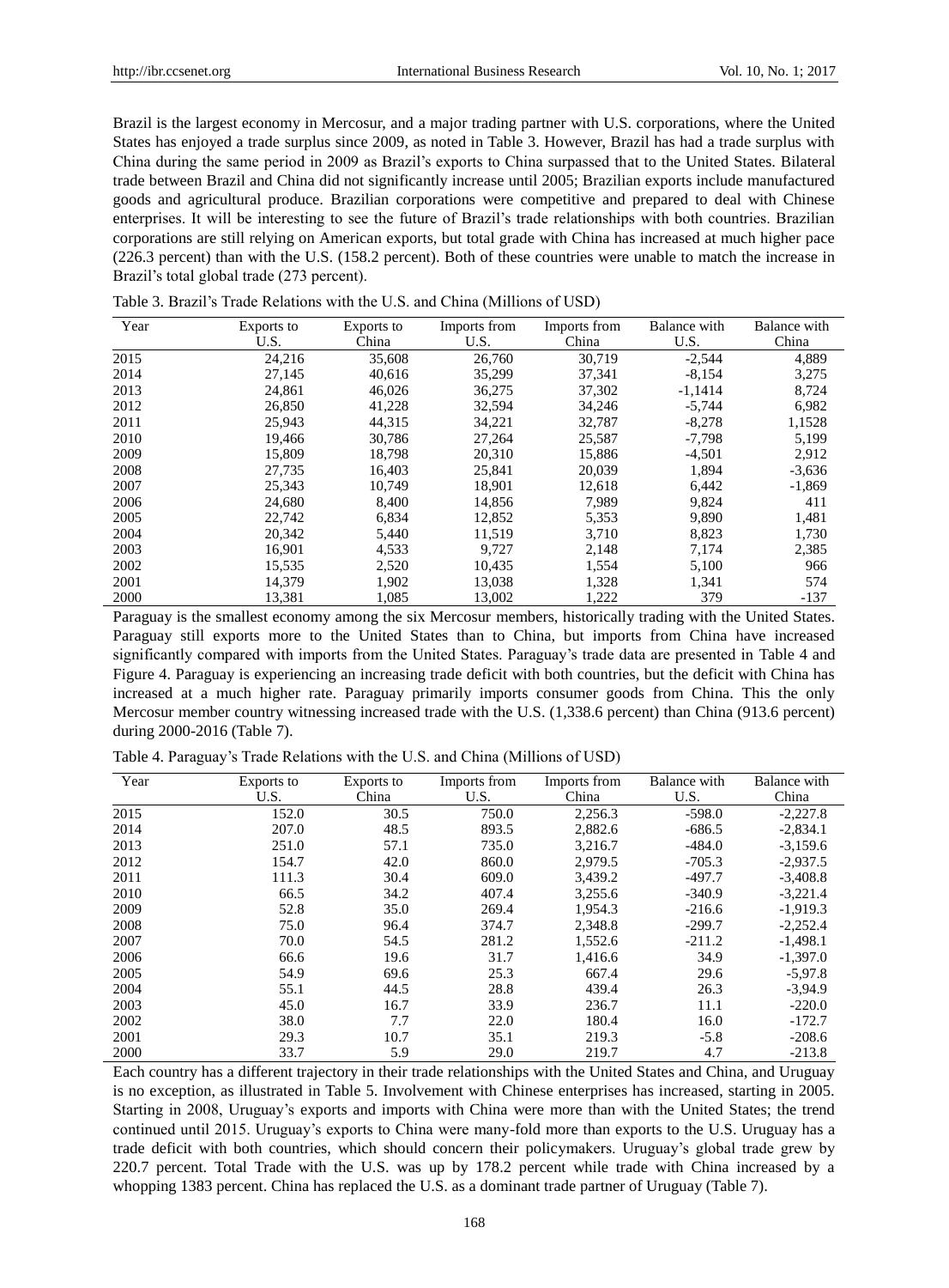Brazil is the largest economy in Mercosur, and a major trading partner with U.S. corporations, where the United States has enjoyed a trade surplus since 2009, as noted in Table 3. However, Brazil has had a trade surplus with China during the same period in 2009 as Brazil's exports to China surpassed that to the United States. Bilateral trade between Brazil and China did not significantly increase until 2005; Brazilian exports include manufactured goods and agricultural produce. Brazilian corporations were competitive and prepared to deal with Chinese enterprises. It will be interesting to see the future of Brazil's trade relationships with both countries. Brazilian corporations are still relying on American exports, but total grade with China has increased at much higher pace (226.3 percent) than with the U.S. (158.2 percent). Both of these countries were unable to match the increase in Brazil's total global trade (273 percent).

Table 3. Brazil's Trade Relations with the U.S. and China (Millions of USD)

| Year | Exports to U.S. | Exports to China | Imports from U.S. | Imports from China | Balance with U.S. | Balance with China |
|---|---|---|---|---|---|---|
| 2015 | 24,216 | 35,608 | 26,760 | 30,719 | -2,544 | 4,889 |
| 2014 | 27,145 | 40,616 | 35,299 | 37,341 | -8,154 | 3,275 |
| 2013 | 24,861 | 46,026 | 36,275 | 37,302 | -1,1414 | 8,724 |
| 2012 | 26,850 | 41,228 | 32,594 | 34,246 | -5,744 | 6,982 |
| 2011 | 25,943 | 44,315 | 34,221 | 32,787 | -8,278 | 1,1528 |
| 2010 | 19,466 | 30,786 | 27,264 | 25,587 | -7,798 | 5,199 |
| 2009 | 15,809 | 18,798 | 20,310 | 15,886 | -4,501 | 2,912 |
| 2008 | 27,735 | 16,403 | 25,841 | 20,039 | 1,894 | -3,636 |
| 2007 | 25,343 | 10,749 | 18,901 | 12,618 | 6,442 | -1,869 |
| 2006 | 24,680 | 8,400 | 14,856 | 7,989 | 9,824 | 411 |
| 2005 | 22,742 | 6,834 | 12,852 | 5,353 | 9,890 | 1,481 |
| 2004 | 20,342 | 5,440 | 11,519 | 3,710 | 8,823 | 1,730 |
| 2003 | 16,901 | 4,533 | 9,727 | 2,148 | 7,174 | 2,385 |
| 2002 | 15,535 | 2,520 | 10,435 | 1,554 | 5,100 | 966 |
| 2001 | 14,379 | 1,902 | 13,038 | 1,328 | 1,341 | 574 |
| 2000 | 13,381 | 1,085 | 13,002 | 1,222 | 379 | -137 |

Paraguay is the smallest economy among the six Mercosur members, historically trading with the United States. Paraguay still exports more to the United States than to China, but imports from China have increased significantly compared with imports from the United States. Paraguay's trade data are presented in Table 4 and Figure 4. Paraguay is experiencing an increasing trade deficit with both countries, but the deficit with China has increased at a much higher rate. Paraguay primarily imports consumer goods from China. This the only Mercosur member country witnessing increased trade with the U.S. (1,338.6 percent) than China (913.6 percent) during 2000-2016 (Table 7).

Table 4. Paraguay's Trade Relations with the U.S. and China (Millions of USD)

| Year | Exports to U.S. | Exports to China | Imports from U.S. | Imports from China | Balance with U.S. | Balance with China |
|---|---|---|---|---|---|---|
| 2015 | 152.0 | 30.5 | 750.0 | 2,256.3 | -598.0 | -2,227.8 |
| 2014 | 207.0 | 48.5 | 893.5 | 2,882.6 | -686.5 | -2,834.1 |
| 2013 | 251.0 | 57.1 | 735.0 | 3,216.7 | -484.0 | -3,159.6 |
| 2012 | 154.7 | 42.0 | 860.0 | 2,979.5 | -705.3 | -2,937.5 |
| 2011 | 111.3 | 30.4 | 609.0 | 3,439.2 | -497.7 | -3,408.8 |
| 2010 | 66.5 | 34.2 | 407.4 | 3,255.6 | -340.9 | -3,221.4 |
| 2009 | 52.8 | 35.0 | 269.4 | 1,954.3 | -216.6 | -1,919.3 |
| 2008 | 75.0 | 96.4 | 374.7 | 2,348.8 | -299.7 | -2,252.4 |
| 2007 | 70.0 | 54.5 | 281.2 | 1,552.6 | -211.2 | -1,498.1 |
| 2006 | 66.6 | 19.6 | 31.7 | 1,416.6 | 34.9 | -1,397.0 |
| 2005 | 54.9 | 69.6 | 25.3 | 667.4 | 29.6 | -5,97.8 |
| 2004 | 55.1 | 44.5 | 28.8 | 439.4 | 26.3 | -3,94.9 |
| 2003 | 45.0 | 16.7 | 33.9 | 236.7 | 11.1 | -220.0 |
| 2002 | 38.0 | 7.7 | 22.0 | 180.4 | 16.0 | -172.7 |
| 2001 | 29.3 | 10.7 | 35.1 | 219.3 | -5.8 | -208.6 |
| 2000 | 33.7 | 5.9 | 29.0 | 219.7 | 4.7 | -213.8 |

Each country has a different trajectory in their trade relationships with the United States and China, and Uruguay is no exception, as illustrated in Table 5. Involvement with Chinese enterprises has increased, starting in 2005. Starting in 2008, Uruguay's exports and imports with China were more than with the United States; the trend continued until 2015. Uruguay's exports to China were many-fold more than exports to the U.S. Uruguay has a trade deficit with both countries, which should concern their policymakers. Uruguay's global trade grew by 220.7 percent. Total Trade with the U.S. was up by 178.2 percent while trade with China increased by a whopping 1383 percent. China has replaced the U.S. as a dominant trade partner of Uruguay (Table 7).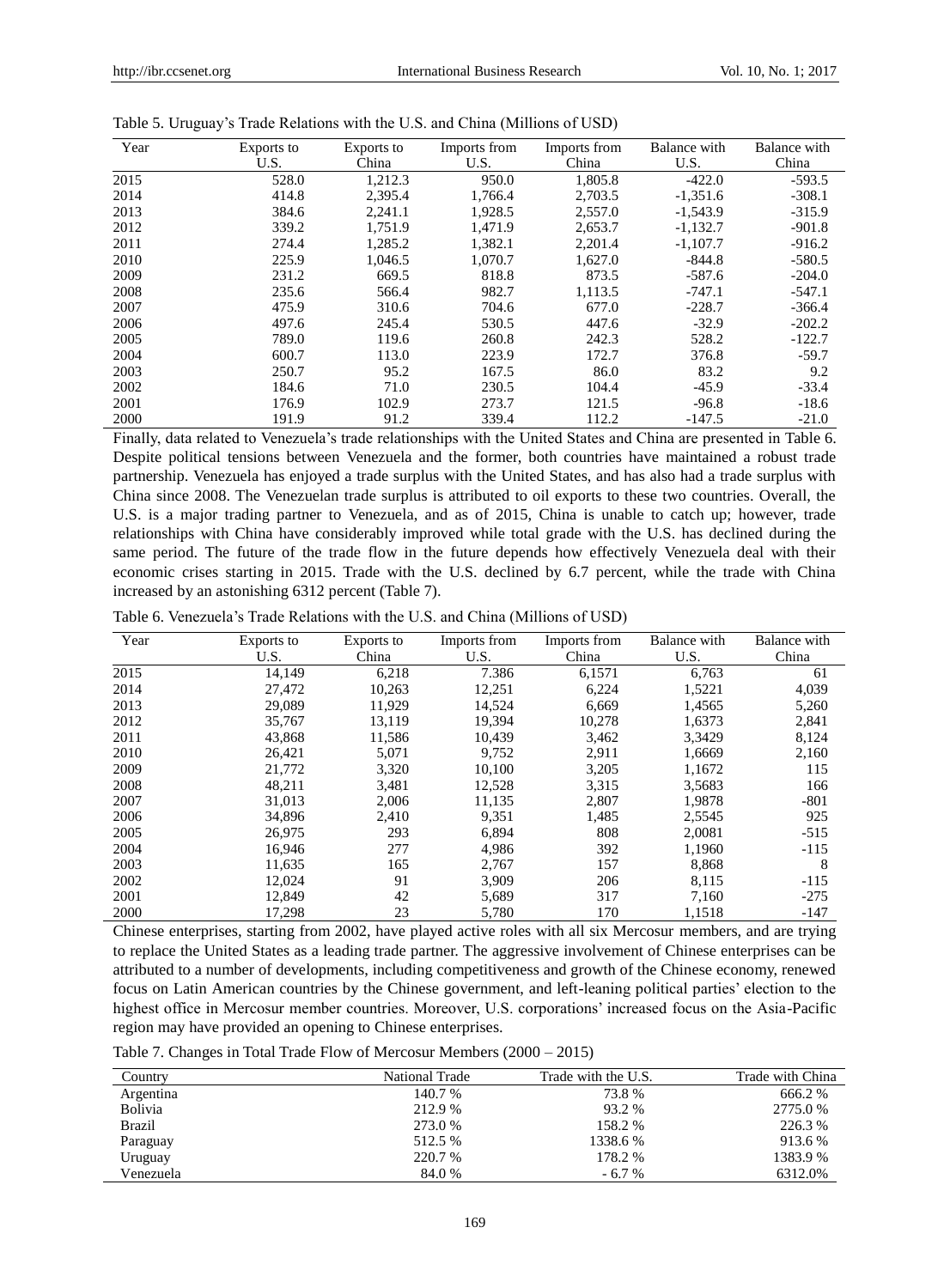Table 5. Uruguay's Trade Relations with the U.S. and China (Millions of USD)

| Year | Exports to U.S. | Exports to China | Imports from U.S. | Imports from China | Balance with U.S. | Balance with China |
|---|---|---|---|---|---|---|
| 2015 | 528.0 | 1,212.3 | 950.0 | 1,805.8 | -422.0 | -593.5 |
| 2014 | 414.8 | 2,395.4 | 1,766.4 | 2,703.5 | -1,351.6 | -308.1 |
| 2013 | 384.6 | 2,241.1 | 1,928.5 | 2,557.0 | -1,543.9 | -315.9 |
| 2012 | 339.2 | 1,751.9 | 1,471.9 | 2,653.7 | -1,132.7 | -901.8 |
| 2011 | 274.4 | 1,285.2 | 1,382.1 | 2,201.4 | -1,107.7 | -916.2 |
| 2010 | 225.9 | 1,046.5 | 1,070.7 | 1,627.0 | -844.8 | -580.5 |
| 2009 | 231.2 | 669.5 | 818.8 | 873.5 | -587.6 | -204.0 |
| 2008 | 235.6 | 566.4 | 982.7 | 1,113.5 | -747.1 | -547.1 |
| 2007 | 475.9 | 310.6 | 704.6 | 677.0 | -228.7 | -366.4 |
| 2006 | 497.6 | 245.4 | 530.5 | 447.6 | -32.9 | -202.2 |
| 2005 | 789.0 | 119.6 | 260.8 | 242.3 | 528.2 | -122.7 |
| 2004 | 600.7 | 113.0 | 223.9 | 172.7 | 376.8 | -59.7 |
| 2003 | 250.7 | 95.2 | 167.5 | 86.0 | 83.2 | 9.2 |
| 2002 | 184.6 | 71.0 | 230.5 | 104.4 | -45.9 | -33.4 |
| 2001 | 176.9 | 102.9 | 273.7 | 121.5 | -96.8 | -18.6 |
| 2000 | 191.9 | 91.2 | 339.4 | 112.2 | -147.5 | -21.0 |

Finally, data related to Venezuela's trade relationships with the United States and China are presented in Table 6. Despite political tensions between Venezuela and the former, both countries have maintained a robust trade partnership. Venezuela has enjoyed a trade surplus with the United States, and has also had a trade surplus with China since 2008. The Venezuelan trade surplus is attributed to oil exports to these two countries. Overall, the U.S. is a major trading partner to Venezuela, and as of 2015, China is unable to catch up; however, trade relationships with China have considerably improved while total grade with the U.S. has declined during the same period. The future of the trade flow in the future depends how effectively Venezuela deal with their economic crises starting in 2015. Trade with the U.S. declined by 6.7 percent, while the trade with China increased by an astonishing 6312 percent (Table 7).

Table 6. Venezuela's Trade Relations with the U.S. and China (Millions of USD)

| Year | Exports to U.S. | Exports to China | Imports from U.S. | Imports from China | Balance with U.S. | Balance with China |
|---|---|---|---|---|---|---|
| 2015 | 14,149 | 6,218 | 7.386 | 6,1571 | 6,763 | 61 |
| 2014 | 27,472 | 10,263 | 12,251 | 6,224 | 1,5221 | 4,039 |
| 2013 | 29,089 | 11,929 | 14,524 | 6,669 | 1,4565 | 5,260 |
| 2012 | 35,767 | 13,119 | 19,394 | 10,278 | 1,6373 | 2,841 |
| 2011 | 43,868 | 11,586 | 10,439 | 3,462 | 3,3429 | 8,124 |
| 2010 | 26,421 | 5,071 | 9,752 | 2,911 | 1,6669 | 2,160 |
| 2009 | 21,772 | 3,320 | 10,100 | 3,205 | 1,1672 | 115 |
| 2008 | 48,211 | 3,481 | 12,528 | 3,315 | 3,5683 | 166 |
| 2007 | 31,013 | 2,006 | 11,135 | 2,807 | 1,9878 | -801 |
| 2006 | 34,896 | 2,410 | 9,351 | 1,485 | 2,5545 | 925 |
| 2005 | 26,975 | 293 | 6,894 | 808 | 2,0081 | -515 |
| 2004 | 16,946 | 277 | 4,986 | 392 | 1,1960 | -115 |
| 2003 | 11,635 | 165 | 2,767 | 157 | 8,868 | 8 |
| 2002 | 12,024 | 91 | 3,909 | 206 | 8,115 | -115 |
| 2001 | 12,849 | 42 | 5,689 | 317 | 7,160 | -275 |
| 2000 | 17,298 | 23 | 5,780 | 170 | 1,1518 | -147 |

Chinese enterprises, starting from 2002, have played active roles with all six Mercosur members, and are trying to replace the United States as a leading trade partner. The aggressive involvement of Chinese enterprises can be attributed to a number of developments, including competitiveness and growth of the Chinese economy, renewed focus on Latin American countries by the Chinese government, and left-leaning political parties' election to the highest office in Mercosur member countries. Moreover, U.S. corporations' increased focus on the Asia-Pacific region may have provided an opening to Chinese enterprises.

Table 7. Changes in Total Trade Flow of Mercosur Members (2000 – 2015)

| Country | National Trade | Trade with the U.S. | Trade with China |
|---|---|---|---|
| Argentina | 140.7 % | 73.8 % | 666.2 % |
| Bolivia | 212.9 % | 93.2 % | 2775.0 % |
| Brazil | 273.0 % | 158.2 % | 226.3 % |
| Paraguay | 512.5 % | 1338.6 % | 913.6 % |
| Uruguay | 220.7 % | 178.2 % | 1383.9 % |
| Venezuela | 84.0 % | - 6.7 % | 6312.0% |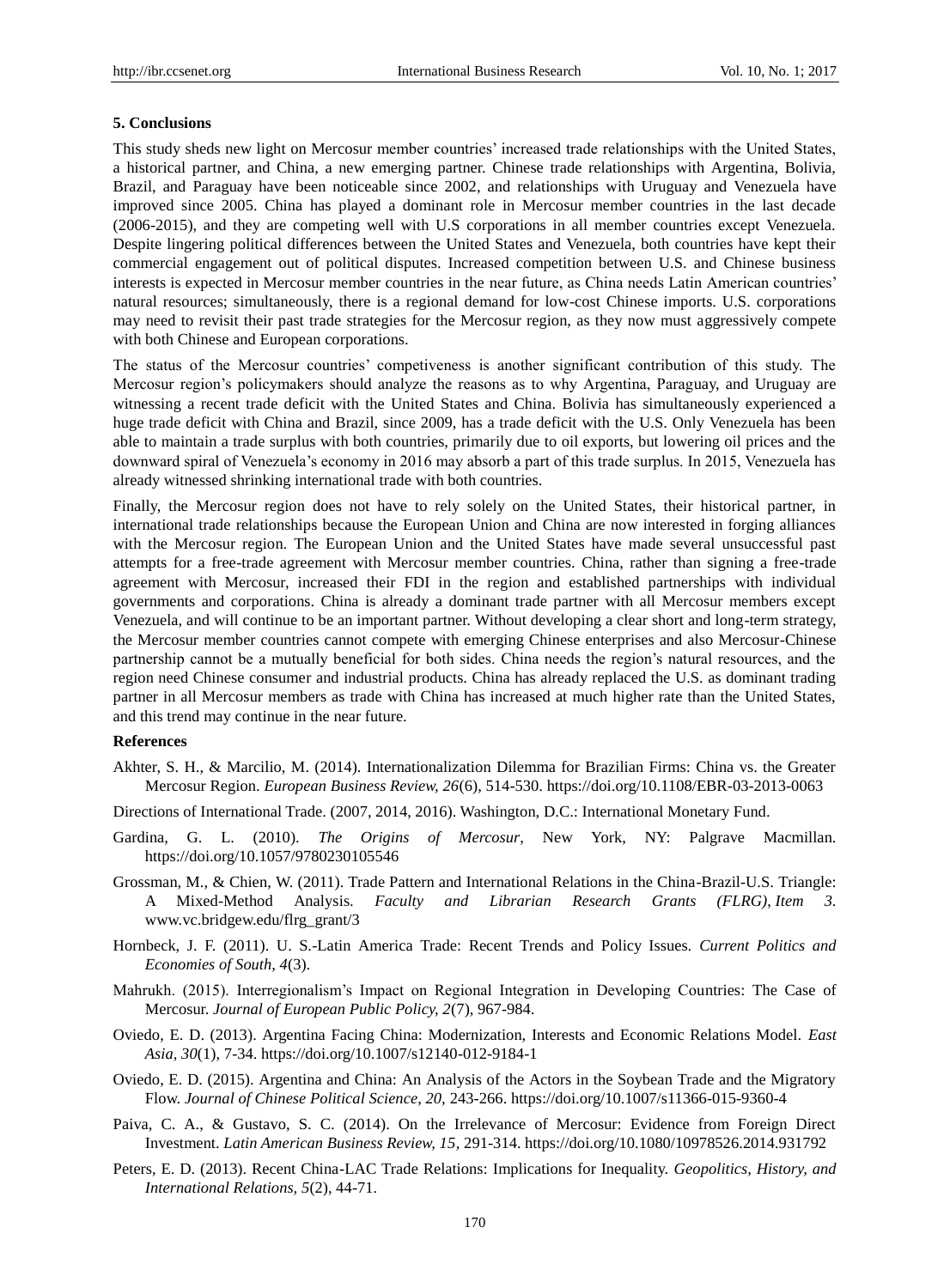## 5. Conclusions

This study sheds new light on Mercosur member countries' increased trade relationships with the United States, a historical partner, and China, a new emerging partner. Chinese trade relationships with Argentina, Bolivia, Brazil, and Paraguay have been noticeable since 2002, and relationships with Uruguay and Venezuela have improved since 2005. China has played a dominant role in Mercosur member countries in the last decade (2006-2015), and they are competing well with U.S corporations in all member countries except Venezuela. Despite lingering political differences between the United States and Venezuela, both countries have kept their commercial engagement out of political disputes. Increased competition between U.S. and Chinese business interests is expected in Mercosur member countries in the near future, as China needs Latin American countries' natural resources; simultaneously, there is a regional demand for low-cost Chinese imports. U.S. corporations may need to revisit their past trade strategies for the Mercosur region, as they now must aggressively compete with both Chinese and European corporations.

The status of the Mercosur countries' competiveness is another significant contribution of this study. The Mercosur region's policymakers should analyze the reasons as to why Argentina, Paraguay, and Uruguay are witnessing a recent trade deficit with the United States and China. Bolivia has simultaneously experienced a huge trade deficit with China and Brazil, since 2009, has a trade deficit with the U.S. Only Venezuela has been able to maintain a trade surplus with both countries, primarily due to oil exports, but lowering oil prices and the downward spiral of Venezuela's economy in 2016 may absorb a part of this trade surplus. In 2015, Venezuela has already witnessed shrinking international trade with both countries.

Finally, the Mercosur region does not have to rely solely on the United States, their historical partner, in international trade relationships because the European Union and China are now interested in forging alliances with the Mercosur region. The European Union and the United States have made several unsuccessful past attempts for a free-trade agreement with Mercosur member countries. China, rather than signing a free-trade agreement with Mercosur, increased their FDI in the region and established partnerships with individual governments and corporations. China is already a dominant trade partner with all Mercosur members except Venezuela, and will continue to be an important partner. Without developing a clear short and long-term strategy, the Mercosur member countries cannot compete with emerging Chinese enterprises and also Mercosur-Chinese partnership cannot be a mutually beneficial for both sides. China needs the region's natural resources, and the region need Chinese consumer and industrial products. China has already replaced the U.S. as dominant trading partner in all Mercosur members as trade with China has increased at much higher rate than the United States, and this trend may continue in the near future.

## References

Akhter, S. H., & Marcilio, M. (2014). Internationalization Dilemma for Brazilian Firms: China vs. the Greater Mercosur Region. *European Business Review, 26*(6), 514-530. https://doi.org/10.1108/EBR-03-2013-0063

Directions of International Trade. (2007, 2014, 2016). Washington, D.C.: International Monetary Fund.

Gardina, G. L. (2010). *The Origins of Mercosur*, New York, NY: Palgrave Macmillan. https://doi.org/10.1057/9780230105546

Grossman, M., & Chien, W. (2011). Trade Pattern and International Relations in the China-Brazil-U.S. Triangle: A Mixed-Method Analysis. *Faculty and Librarian Research Grants (FLRG), Item 3*. www.vc.bridgew.edu/flrg_grant/3

Hornbeck, J. F. (2011). U. S.-Latin America Trade: Recent Trends and Policy Issues. *Current Politics and Economies of South, 4*(3).

Mahrukh. (2015). Interregionalism's Impact on Regional Integration in Developing Countries: The Case of Mercosur. *Journal of European Public Policy, 2*(7), 967-984.

Oviedo, E. D. (2013). Argentina Facing China: Modernization, Interests and Economic Relations Model. *East Asia, 30*(1), 7-34. https://doi.org/10.1007/s12140-012-9184-1

Oviedo, E. D. (2015). Argentina and China: An Analysis of the Actors in the Soybean Trade and the Migratory Flow. *Journal of Chinese Political Science, 20*, 243-266. https://doi.org/10.1007/s11366-015-9360-4

Paiva, C. A., & Gustavo, S. C. (2014). On the Irrelevance of Mercosur: Evidence from Foreign Direct Investment. *Latin American Business Review, 15*, 291-314. https://doi.org/10.1080/10978526.2014.931792

Peters, E. D. (2013). Recent China-LAC Trade Relations: Implications for Inequality. *Geopolitics, History, and International Relations, 5*(2), 44-71.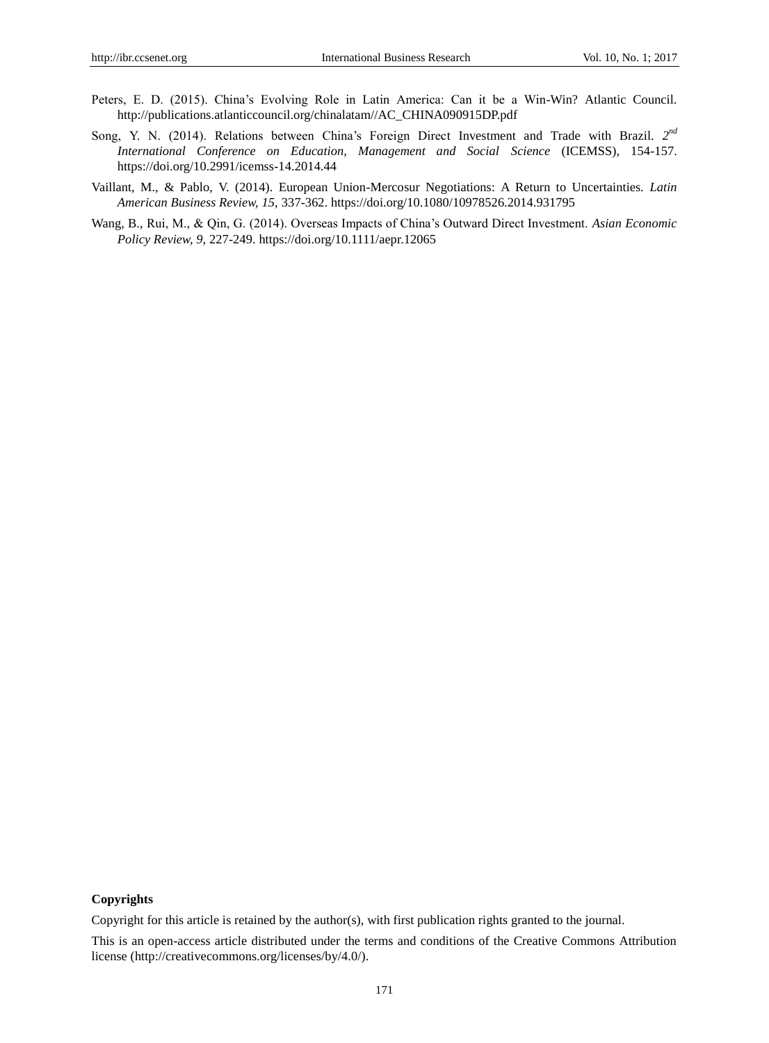Peters, E. D. (2015). China's Evolving Role in Latin America: Can it be a Win-Win? Atlantic Council. http://publications.atlanticcouncil.org/chinalatam//AC_CHINA090915DP.pdf

Song, Y. N. (2014). Relations between China's Foreign Direct Investment and Trade with Brazil. *2nd International Conference on Education, Management and Social Science* (ICEMSS), 154-157. https://doi.org/10.2991/icemss-14.2014.44

Vaillant, M., & Pablo, V. (2014). European Union-Mercosur Negotiations: A Return to Uncertainties. *Latin American Business Review, 15,* 337-362. https://doi.org/10.1080/10978526.2014.931795

Wang, B., Rui, M., & Qin, G. (2014). Overseas Impacts of China's Outward Direct Investment. *Asian Economic Policy Review, 9,* 227-249. https://doi.org/10.1111/aepr.12065

**Copyrights**

Copyright for this article is retained by the author(s), with first publication rights granted to the journal.

This is an open-access article distributed under the terms and conditions of the Creative Commons Attribution license (http://creativecommons.org/licenses/by/4.0/).